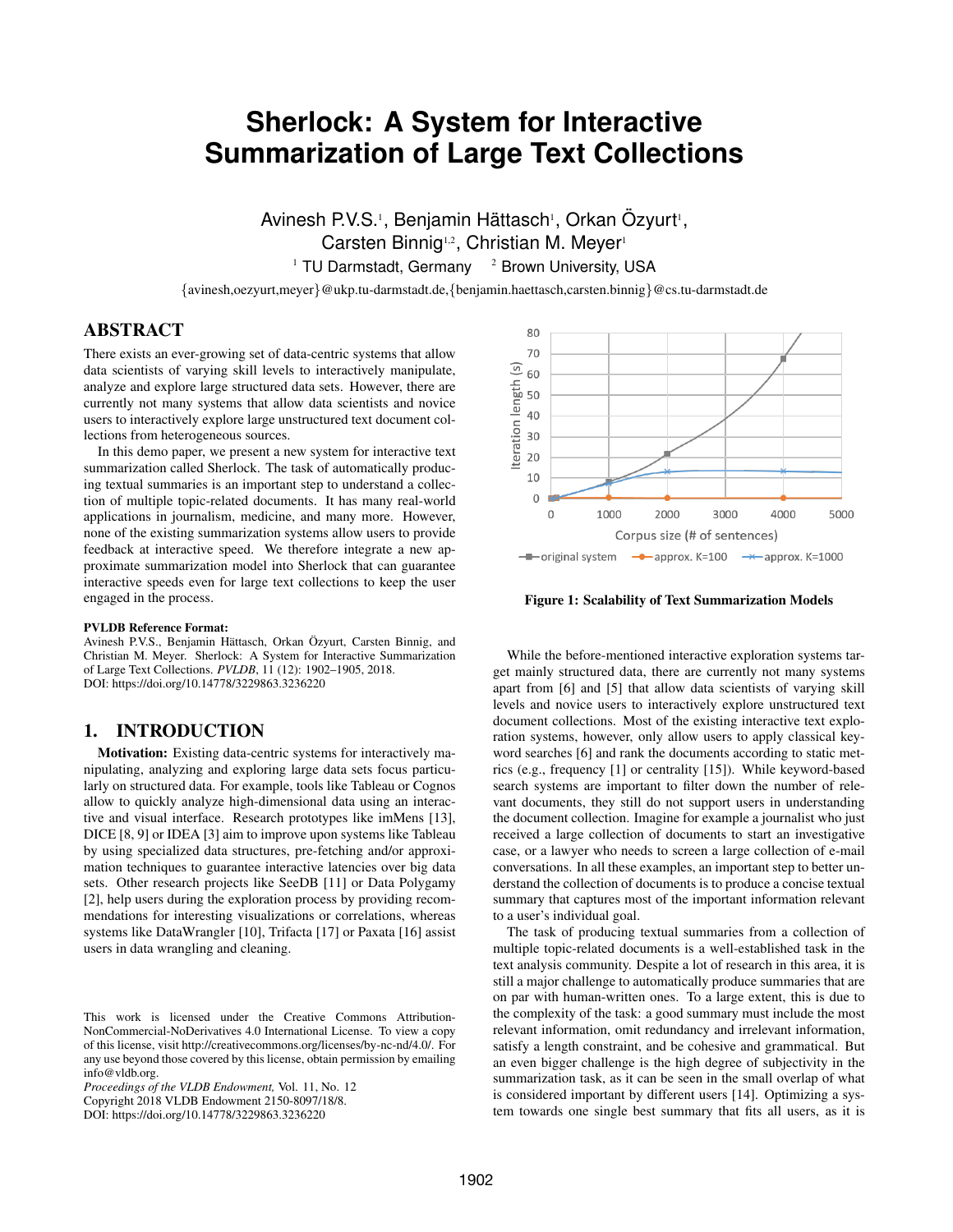# Sherlock: A System for Interactive Summarization of Large Text Collections

Avinesh P.V.S.[1], Benjamin Hättasch[1], Orkan Özyurt[1], Carsten Binnig[1,2], Christian M. Meyer[1]

[1] TU Darmstadt, Germany [2] Brown University, USA

{avinesh,oezyurt,meyer}@ukp.tu-darmstadt.de,{benjamin.haettasch,carsten.binnig}@cs.tu-darmstadt.de

## ABSTRACT

There exists an ever-growing set of data-centric systems that allow data scientists of varying skill levels to interactively manipulate, analyze and explore large structured data sets. However, there are currently not many systems that allow data scientists and novice users to interactively explore large unstructured text document collections from heterogeneous sources.

In this demo paper, we present a new system for interactive text summarization called Sherlock. The task of automatically producing textual summaries is an important step to understand a collection of multiple topic-related documents. It has many real-world applications in journalism, medicine, and many more. However, none of the existing summarization systems allow users to provide feedback at interactive speed. We therefore integrate a new approximate summarization model into Sherlock that can guarantee interactive speeds even for large text collections to keep the user engaged in the process.

**PVLDB Reference Format:**
Avinesh P.V.S., Benjamin Hättasch, Orkan Özyurt, Carsten Binnig, and Christian M. Meyer. Sherlock: A System for Interactive Summarization of Large Text Collections. *PVLDB*, 11 (12): 1902–1905, 2018.
DOI: https://doi.org/10.14778/3229863.3236220

## 1. INTRODUCTION

**Motivation:** Existing data-centric systems for interactively manipulating, analyzing and exploring large data sets focus particularly on structured data. For example, tools like Tableau or Cognos allow to quickly analyze high-dimensional data using an interactive and visual interface. Research prototypes like imMens [13], DICE [8, 9] or IDEA [3] aim to improve upon systems like Tableau by using specialized data structures, pre-fetching and/or approximation techniques to guarantee interactive latencies over big data sets. Other research projects like SeeDB [11] or Data Polygamy [2], help users during the exploration process by providing recommendations for interesting visualizations or correlations, whereas systems like DataWrangler [10], Trifacta [17] or Paxata [16] assist users in data wrangling and cleaning.

This work is licensed under the Creative Commons Attribution-NonCommercial-NoDerivatives 4.0 International License. To view a copy of this license, visit http://creativecommons.org/licenses/by-nc-nd/4.0/. For any use beyond those covered by this license, obtain permission by emailing info@vldb.org.
*Proceedings of the VLDB Endowment,* Vol. 11, No. 12
Copyright 2018 VLDB Endowment 2150-8097/18/8.
DOI: https://doi.org/10.14778/3229863.3236220

**Figure 1: Scalability of Text Summarization Models**

While the before-mentioned interactive exploration systems target mainly structured data, there are currently not many systems apart from [6] and [5] that allow data scientists of varying skill levels and novice users to interactively explore unstructured text document collections. Most of the existing interactive text exploration systems, however, only allow users to apply classical keyword searches [6] and rank the documents according to static metrics (e.g., frequency [1] or centrality [15]). While keyword-based search systems are important to filter down the number of relevant documents, they still do not support users in understanding the document collection. Imagine for example a journalist who just received a large collection of documents to start an investigative case, or a lawyer who needs to screen a large collection of e-mail conversations. In all these examples, an important step to better understand the collection of documents is to produce a concise textual summary that captures most of the important information relevant to a user's individual goal.

The task of producing textual summaries from a collection of multiple topic-related documents is a well-established task in the text analysis community. Despite a lot of research in this area, it is still a major challenge to automatically produce summaries that are on par with human-written ones. To a large extent, this is due to the complexity of the task: a good summary must include the most relevant information, omit redundancy and irrelevant information, satisfy a length constraint, and be cohesive and grammatical. But an even bigger challenge is the high degree of subjectivity in the summarization task, as it can be seen in the small overlap of what is considered important by different users [14]. Optimizing a system towards one single best summary that fits all users, as it is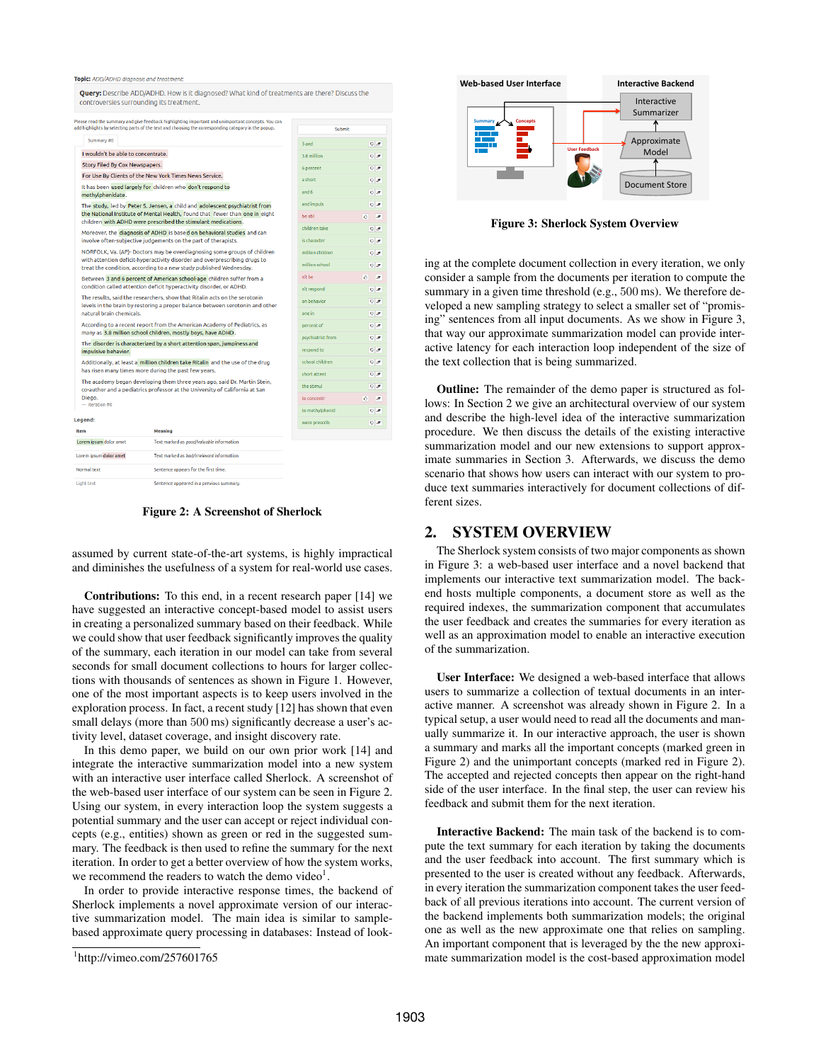Figure 2: A Screenshot of Sherlock

assumed by current state-of-the-art systems, is highly impractical and diminishes the usefulness of a system for real-world use cases.

**Contributions:** To this end, in a recent research paper [14] we have suggested an interactive concept-based model to assist users in creating a personalized summary based on their feedback. While we could show that user feedback significantly improves the quality of the summary, each iteration in our model can take from several seconds for small document collections to hours for larger collections with thousands of sentences as shown in Figure 1. However, one of the most important aspects is to keep users involved in the exploration process. In fact, a recent study [12] has shown that even small delays (more than 500 ms) significantly decrease a user's activity level, dataset coverage, and insight discovery rate.

In this demo paper, we build on our own prior work [14] and integrate the interactive summarization model into a new system with an interactive user interface called Sherlock. A screenshot of the web-based user interface of our system can be seen in Figure 2. Using our system, in every interaction loop the system suggests a potential summary and the user can accept or reject individual concepts (e.g., entities) shown as green or red in the suggested summary. The feedback is then used to refine the summary for the next iteration. In order to get a better overview of how the system works, we recommend the readers to watch the demo video[1].

In order to provide interactive response times, the backend of Sherlock implements a novel approximate version of our interactive summarization model. The main idea is similar to sample-based approximate query processing in databases: Instead of looking at the complete document collection in every iteration, we only consider a sample from the documents per iteration to compute the summary in a given time threshold (e.g., 500 ms). We therefore developed a new sampling strategy to select a smaller set of "promising" sentences from all input documents. As we show in Figure 3, that way our approximate summarization model can provide interactive latency for each interaction loop independent of the size of the text collection that is being summarized.

[1]http://vimeo.com/257601765

Figure 3: Sherlock System Overview

**Outline:** The remainder of the demo paper is structured as follows: In Section 2 we give an architectural overview of our system and describe the high-level idea of the interactive summarization procedure. We then discuss the details of the existing interactive summarization model and our new extensions to support approximate summaries in Section 3. Afterwards, we discuss the demo scenario that shows how users can interact with our system to produce text summaries interactively for document collections of different sizes.

## 2. SYSTEM OVERVIEW

The Sherlock system consists of two major components as shown in Figure 3: a web-based user interface and a novel backend that implements our interactive text summarization model. The backend hosts multiple components, a document store as well as the required indexes, the summarization component that accumulates the user feedback and creates the summaries for every iteration as well as an approximation model to enable an interactive execution of the summarization.

**User Interface:** We designed a web-based interface that allows users to summarize a collection of textual documents in an interactive manner. A screenshot was already shown in Figure 2. In a typical setup, a user would need to read all the documents and manually summarize it. In our interactive approach, the user is shown a summary and marks all the important concepts (marked green in Figure 2) and the unimportant concepts (marked red in Figure 2). The accepted and rejected concepts then appear on the right-hand side of the user interface. In the final step, the user can review his feedback and submit them for the next iteration.

**Interactive Backend:** The main task of the backend is to compute the text summary for each iteration by taking the documents and the user feedback into account. The first summary which is presented to the user is created without any feedback. Afterwards, in every iteration the summarization component takes the user feedback of all previous iterations into account. The current version of the backend implements both summarization models; the original one as well as the new approximate one that relies on sampling. An important component that is leveraged by the the new approximate summarization model is the cost-based approximation model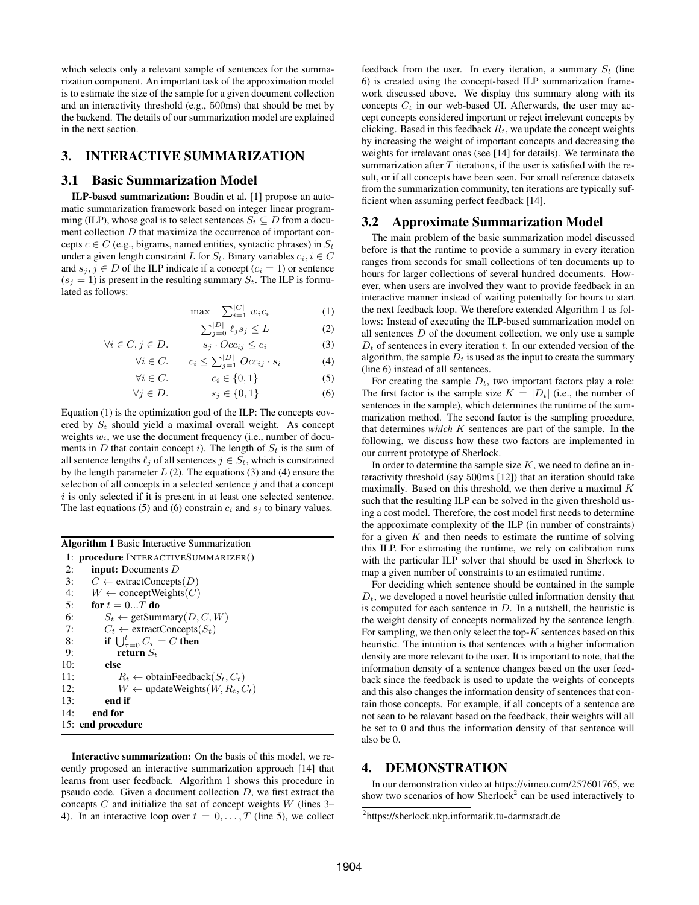which selects only a relevant sample of sentences for the summarization component. An important task of the approximation model is to estimate the size of the sample for a given document collection and an interactivity threshold (e.g., 500ms) that should be met by the backend. The details of our summarization model are explained in the next section.

## 3. INTERACTIVE SUMMARIZATION

### 3.1 Basic Summarization Model

**ILP-based summarization:** Boudin et al. [1] propose an automatic summarization framework based on integer linear programming (ILP), whose goal is to select sentences $S_t \subseteq D$ from a document collection $D$ that maximize the occurrence of important concepts $c \in C$ (e.g., bigrams, named entities, syntactic phrases) in $S_t$ under a given length constraint $L$ for $S_t$. Binary variables $c_i, i \in C$ and $s_j, j \in D$ of the ILP indicate if a concept ($c_i = 1$) or sentence ($s_j = 1$) is present in the resulting summary $S_t$. The ILP is formulated as follows:

$$\max \quad \sum_{i=1}^{|C|} w_i c_i \tag{1}$$

$$\sum_{j=0}^{|D|} \ell_j s_j \leq L \tag{2}$$

$$\forall i \in C, j \in D. \qquad s_j \cdot Occ_{ij} \leq c_i \tag{3}$$

$$\forall i \in C. \qquad c_i \leq \sum_{j=1}^{|D|} Occ_{ij} \cdot s_i \tag{4}$$

$$\forall i \in C. \qquad c_i \in \{0, 1\} \tag{5}$$

$$\forall j \in D. \qquad s_j \in \{0, 1\} \tag{6}$$

Equation (1) is the optimization goal of the ILP: The concepts covered by $S_t$ should yield a maximal overall weight. As concept weights $w_i$, we use the document frequency (i.e., number of documents in $D$ that contain concept $i$). The length of $S_t$ is the sum of all sentence lengths $\ell_j$ of all sentences $j \in S_t$, which is constrained by the length parameter $L$ (2). The equations (3) and (4) ensure the selection of all concepts in a selected sentence $j$ and that a concept $i$ is only selected if it is present in at least one selected sentence. The last equations (5) and (6) constrain $c_i$ and $s_j$ to binary values.

**Algorithm 1** Basic Interactive Summarization

```
 1: procedure INTERACTIVESUMMARIZER()
 2:     input: Documents D
 3:     C ← extractConcepts(D)
 4:     W ← conceptWeights(C)
 5:     for t = 0...T do
 6:         S_t ← getSummary(D, C, W)
 7:         C_t ← extractConcepts(S_t)
 8:         if ⋃_{τ=0}^{t} C_τ = C then
 9:             return S_t
10:         else
11:             R_t ← obtainFeedback(S_t, C_t)
12:             W ← updateWeights(W, R_t, C_t)
13:         end if
14:     end for
15: end procedure
```

**Interactive summarization:** On the basis of this model, we recently proposed an interactive summarization approach [14] that learns from user feedback. Algorithm 1 shows this procedure in pseudo code. Given a document collection $D$, we first extract the concepts $C$ and initialize the set of concept weights $W$ (lines 3–4). In an interactive loop over $t = 0, \ldots, T$ (line 5), we collect feedback from the user. In every iteration, a summary $S_t$ (line 6) is created using the concept-based ILP summarization framework discussed above. We display this summary along with its concepts $C_t$ in our web-based UI. Afterwards, the user may accept concepts considered important or reject irrelevant concepts by clicking. Based in this feedback $R_t$, we update the concept weights by increasing the weight of important concepts and decreasing the weights for irrelevant ones (see [14] for details). We terminate the summarization after $T$ iterations, if the user is satisfied with the result, or if all concepts have been seen. For small reference datasets from the summarization community, ten iterations are typically sufficient when assuming perfect feedback [14].

### 3.2 Approximate Summarization Model

The main problem of the basic summarization model discussed before is that the runtime to provide a summary in every iteration ranges from seconds for small collections of ten documents up to hours for larger collections of several hundred documents. However, when users are involved they want to provide feedback in an interactive manner instead of waiting potentially for hours to start the next feedback loop. We therefore extended Algorithm 1 as follows: Instead of executing the ILP-based summarization model on all sentences $D$ of the document collection, we only use a sample $D_t$ of sentences in every iteration $t$. In our extended version of the algorithm, the sample $D_t$ is used as the input to create the summary (line 6) instead of all sentences.

For creating the sample $D_t$, two important factors play a role: The first factor is the sample size $K = |D_t|$ (i.e., the number of sentences in the sample), which determines the runtime of the summarization method. The second factor is the sampling procedure, that determines *which* $K$ sentences are part of the sample. In the following, we discuss how these two factors are implemented in our current prototype of Sherlock.

In order to determine the sample size $K$, we need to define an interactivity threshold (say 500ms [12]) that an iteration should take maximally. Based on this threshold, we then derive a maximal $K$ such that the resulting ILP can be solved in the given threshold using a cost model. Therefore, the cost model first needs to determine the approximate complexity of the ILP (in number of constraints) for a given $K$ and then needs to estimate the runtime of solving this ILP. For estimating the runtime, we rely on calibration runs with the particular ILP solver that should be used in Sherlock to map a given number of constraints to an estimated runtime.

For deciding which sentence should be contained in the sample $D_t$, we developed a novel heuristic called information density that is computed for each sentence in $D$. In a nutshell, the heuristic is the weight density of concepts normalized by the sentence length. For sampling, we then only select the top-$K$ sentences based on this heuristic. The intuition is that sentences with a higher information density are more relevant to the user. It is important to note, that the information density of a sentence changes based on the user feedback since the feedback is used to update the weights of concepts and this also changes the information density of sentences that contain those concepts. For example, if all concepts of a sentence are not seen to be relevant based on the feedback, their weights will all be set to 0 and thus the information density of that sentence will also be 0.

## 4. DEMONSTRATION

In our demonstration video at https://vimeo.com/257601765, we show two scenarios of how Sherlock[2] can be used interactively to

[2] https://sherlock.ukp.informatik.tu-darmstadt.de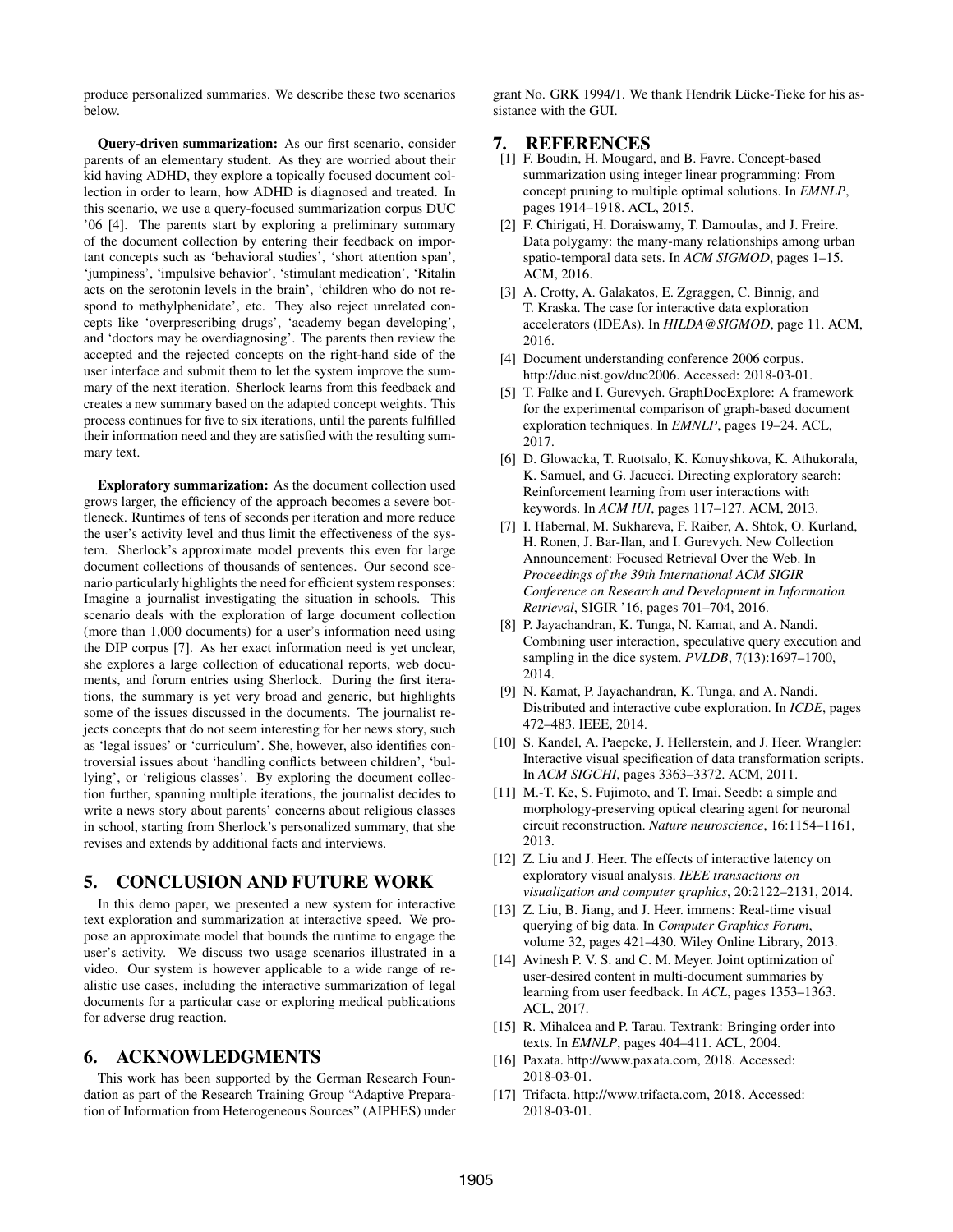produce personalized summaries. We describe these two scenarios below.

**Query-driven summarization:** As our first scenario, consider parents of an elementary student. As they are worried about their kid having ADHD, they explore a topically focused document collection in order to learn, how ADHD is diagnosed and treated. In this scenario, we use a query-focused summarization corpus DUC '06 [4]. The parents start by exploring a preliminary summary of the document collection by entering their feedback on important concepts such as 'behavioral studies', 'short attention span', 'jumpiness', 'impulsive behavior', 'stimulant medication', 'Ritalin acts on the serotonin levels in the brain', 'children who do not respond to methylphenidate', etc. They also reject unrelated concepts like 'overprescribing drugs', 'academy began developing', and 'doctors may be overdiagnosing'. The parents then review the accepted and the rejected concepts on the right-hand side of the user interface and submit them to let the system improve the summary of the next iteration. Sherlock learns from this feedback and creates a new summary based on the adapted concept weights. This process continues for five to six iterations, until the parents fulfilled their information need and they are satisfied with the resulting summary text.

**Exploratory summarization:** As the document collection used grows larger, the efficiency of the approach becomes a severe bottleneck. Runtimes of tens of seconds per iteration and more reduce the user's activity level and thus limit the effectiveness of the system. Sherlock's approximate model prevents this even for large document collections of thousands of sentences. Our second scenario particularly highlights the need for efficient system responses: Imagine a journalist investigating the situation in schools. This scenario deals with the exploration of large document collection (more than 1,000 documents) for a user's information need using the DIP corpus [7]. As her exact information need is yet unclear, she explores a large collection of educational reports, web documents, and forum entries using Sherlock. During the first iterations, the summary is yet very broad and generic, but highlights some of the issues discussed in the documents. The journalist rejects concepts that do not seem interesting for her news story, such as 'legal issues' or 'curriculum'. She, however, also identifies controversial issues about 'handling conflicts between children', 'bullying', or 'religious classes'. By exploring the document collection further, spanning multiple iterations, the journalist decides to write a news story about parents' concerns about religious classes in school, starting from Sherlock's personalized summary, that she revises and extends by additional facts and interviews.

## 5. CONCLUSION AND FUTURE WORK

In this demo paper, we presented a new system for interactive text exploration and summarization at interactive speed. We propose an approximate model that bounds the runtime to engage the user's activity. We discuss two usage scenarios illustrated in a video. Our system is however applicable to a wide range of realistic use cases, including the interactive summarization of legal documents for a particular case or exploring medical publications for adverse drug reaction.

## 6. ACKNOWLEDGMENTS

This work has been supported by the German Research Foundation as part of the Research Training Group "Adaptive Preparation of Information from Heterogeneous Sources" (AIPHES) under grant No. GRK 1994/1. We thank Hendrik Lücke-Tieke for his assistance with the GUI.

## 7. REFERENCES

[1] F. Boudin, H. Mougard, and B. Favre. Concept-based summarization using integer linear programming: From concept pruning to multiple optimal solutions. In *EMNLP*, pages 1914–1918. ACL, 2015.

[2] F. Chirigati, H. Doraiswamy, T. Damoulas, and J. Freire. Data polygamy: the many-many relationships among urban spatio-temporal data sets. In *ACM SIGMOD*, pages 1–15. ACM, 2016.

[3] A. Crotty, A. Galakatos, E. Zgraggen, C. Binnig, and T. Kraska. The case for interactive data exploration accelerators (IDEAs). In *HILDA@SIGMOD*, page 11. ACM, 2016.

[4] Document understanding conference 2006 corpus. http://duc.nist.gov/duc2006. Accessed: 2018-03-01.

[5] T. Falke and I. Gurevych. GraphDocExplore: A framework for the experimental comparison of graph-based document exploration techniques. In *EMNLP*, pages 19–24. ACL, 2017.

[6] D. Glowacka, T. Ruotsalo, K. Konuyshkova, K. Athukorala, K. Samuel, and G. Jacucci. Directing exploratory search: Reinforcement learning from user interactions with keywords. In *ACM IUI*, pages 117–127. ACM, 2013.

[7] I. Habernal, M. Sukhareva, F. Raiber, A. Shtok, O. Kurland, H. Ronen, J. Bar-Ilan, and I. Gurevych. New Collection Announcement: Focused Retrieval Over the Web. In *Proceedings of the 39th International ACM SIGIR Conference on Research and Development in Information Retrieval*, SIGIR '16, pages 701–704, 2016.

[8] P. Jayachandran, K. Tunga, N. Kamat, and A. Nandi. Combining user interaction, speculative query execution and sampling in the dice system. *PVLDB*, 7(13):1697–1700, 2014.

[9] N. Kamat, P. Jayachandran, K. Tunga, and A. Nandi. Distributed and interactive cube exploration. In *ICDE*, pages 472–483. IEEE, 2014.

[10] S. Kandel, A. Paepcke, J. Hellerstein, and J. Heer. Wrangler: Interactive visual specification of data transformation scripts. In *ACM SIGCHI*, pages 3363–3372. ACM, 2011.

[11] M.-T. Ke, S. Fujimoto, and T. Imai. Seedb: a simple and morphology-preserving optical clearing agent for neuronal circuit reconstruction. *Nature neuroscience*, 16:1154–1161, 2013.

[12] Z. Liu and J. Heer. The effects of interactive latency on exploratory visual analysis. *IEEE transactions on visualization and computer graphics*, 20:2122–2131, 2014.

[13] Z. Liu, B. Jiang, and J. Heer. immens: Real-time visual querying of big data. In *Computer Graphics Forum*, volume 32, pages 421–430. Wiley Online Library, 2013.

[14] Avinesh P. V. S. and C. M. Meyer. Joint optimization of user-desired content in multi-document summaries by learning from user feedback. In *ACL*, pages 1353–1363. ACL, 2017.

[15] R. Mihalcea and P. Tarau. Textrank: Bringing order into texts. In *EMNLP*, pages 404–411. ACL, 2004.

[16] Paxata. http://www.paxata.com, 2018. Accessed: 2018-03-01.

[17] Trifacta. http://www.trifacta.com, 2018. Accessed: 2018-03-01.